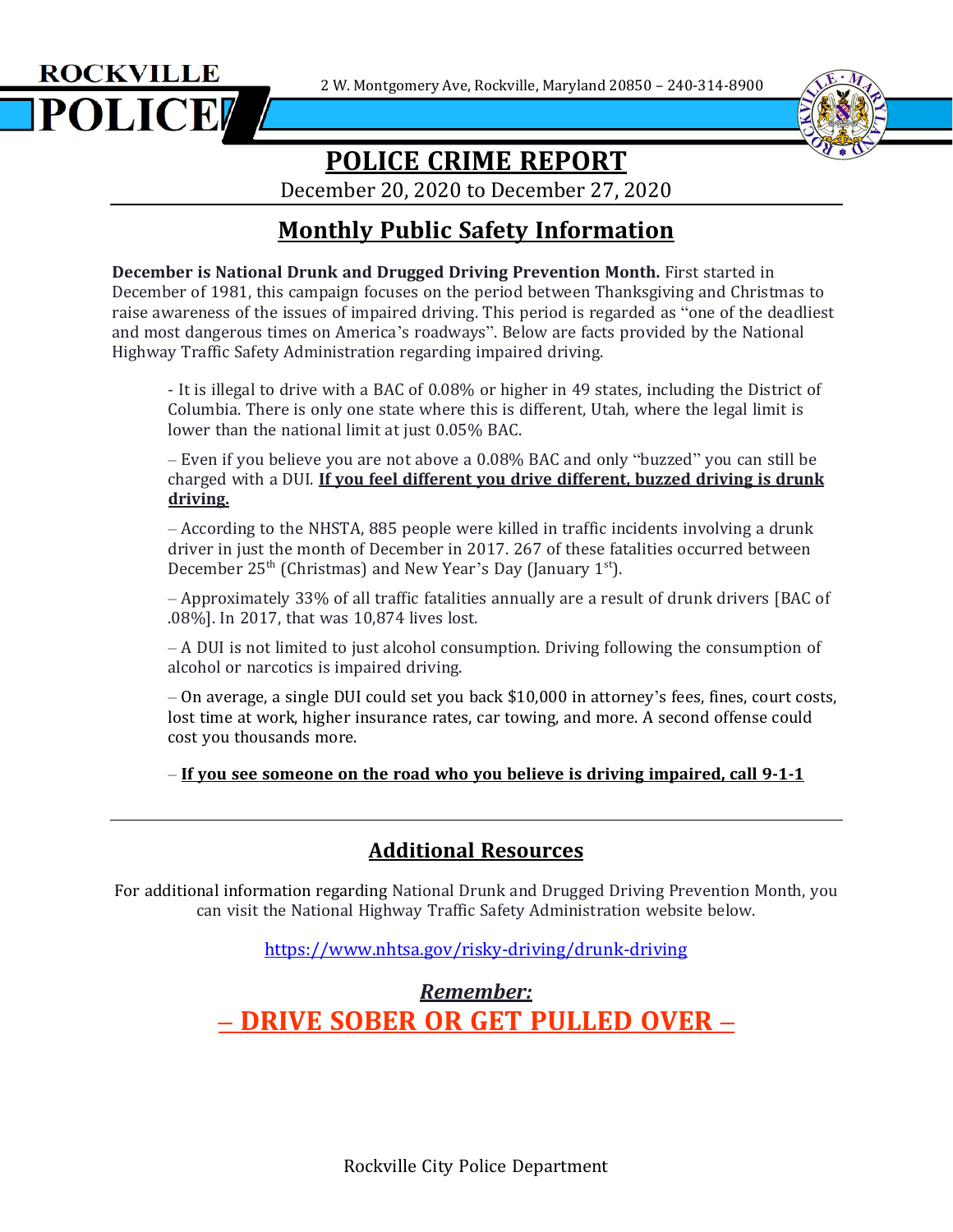ROCKVILLE POLICE

2 W. Montgomery Ave, Rockville, Maryland 20850 – 240-314-8900

# POLICE CRIME REPORT

December 20, 2020 to December 27, 2020

## Monthly Public Safety Information

**December is National Drunk and Drugged Driving Prevention Month.** First started in December of 1981, this campaign focuses on the period between Thanksgiving and Christmas to raise awareness of the issues of impaired driving. This period is regarded as "one of the deadliest and most dangerous times on America's roadways". Below are facts provided by the National Highway Traffic Safety Administration regarding impaired driving.

- It is illegal to drive with a BAC of 0.08% or higher in 49 states, including the District of Columbia. There is only one state where this is different, Utah, where the legal limit is lower than the national limit at just 0.05% BAC.

– Even if you believe you are not above a 0.08% BAC and only "buzzed" you can still be charged with a DUI. **If you feel different you drive different, buzzed driving is drunk driving.**

– According to the NHSTA, 885 people were killed in traffic incidents involving a drunk driver in just the month of December in 2017. 267 of these fatalities occurred between December 25th (Christmas) and New Year's Day (January 1st).

– Approximately 33% of all traffic fatalities annually are a result of drunk drivers [BAC of .08%]. In 2017, that was 10,874 lives lost.

– A DUI is not limited to just alcohol consumption. Driving following the consumption of alcohol or narcotics is impaired driving.

– On average, a single DUI could set you back $10,000 in attorney's fees, fines, court costs, lost time at work, higher insurance rates, car towing, and more. A second offense could cost you thousands more.

– **If you see someone on the road who you believe is driving impaired, call 9-1-1**

---

## Additional Resources

For additional information regarding National Drunk and Drugged Driving Prevention Month, you can visit the National Highway Traffic Safety Administration website below.

https://www.nhtsa.gov/risky-driving/drunk-driving

***Remember:***

**– DRIVE SOBER OR GET PULLED OVER –**

Rockville City Police Department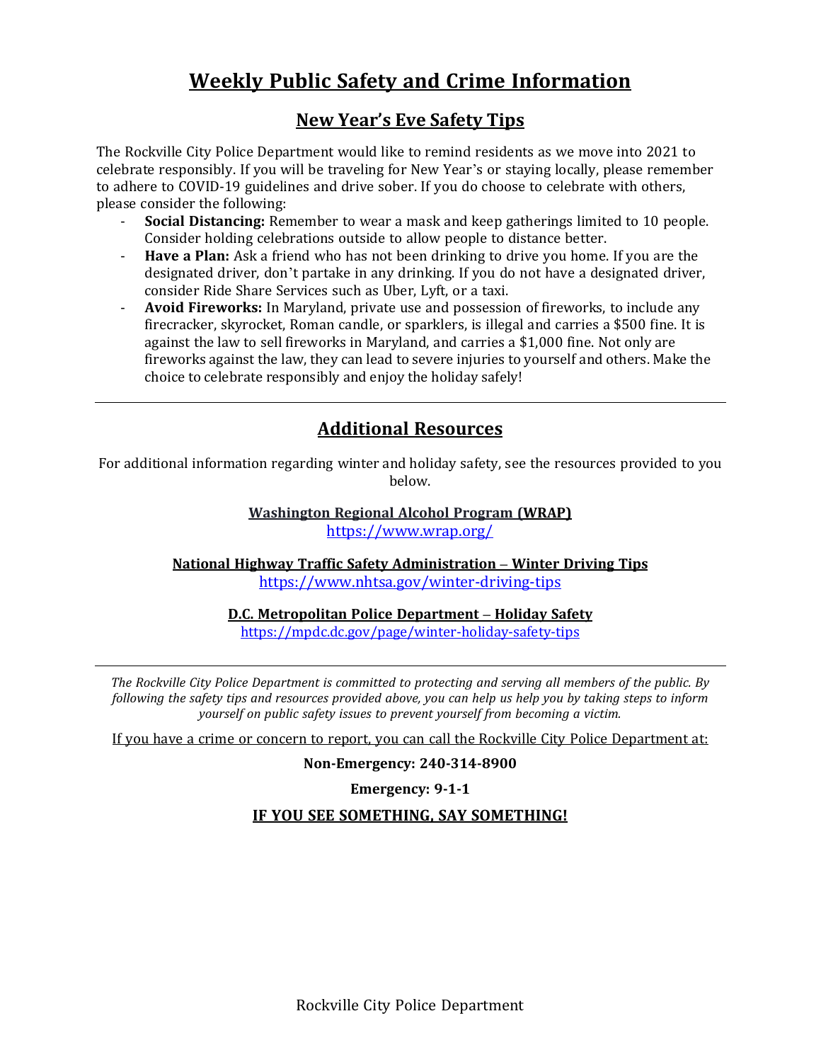# Weekly Public Safety and Crime Information

## New Year's Eve Safety Tips

The Rockville City Police Department would like to remind residents as we move into 2021 to celebrate responsibly. If you will be traveling for New Year's or staying locally, please remember to adhere to COVID-19 guidelines and drive sober. If you do choose to celebrate with others, please consider the following:

- **Social Distancing:** Remember to wear a mask and keep gatherings limited to 10 people. Consider holding celebrations outside to allow people to distance better.
- **Have a Plan:** Ask a friend who has not been drinking to drive you home. If you are the designated driver, don't partake in any drinking. If you do not have a designated driver, consider Ride Share Services such as Uber, Lyft, or a taxi.
- **Avoid Fireworks:** In Maryland, private use and possession of fireworks, to include any firecracker, skyrocket, Roman candle, or sparklers, is illegal and carries a $500 fine. It is against the law to sell fireworks in Maryland, and carries a $1,000 fine. Not only are fireworks against the law, they can lead to severe injuries to yourself and others. Make the choice to celebrate responsibly and enjoy the holiday safely!

---

## Additional Resources

For additional information regarding winter and holiday safety, see the resources provided to you below.

**Washington Regional Alcohol Program (WRAP)**
https://www.wrap.org/

**National Highway Traffic Safety Administration – Winter Driving Tips**
https://www.nhtsa.gov/winter-driving-tips

**D.C. Metropolitan Police Department – Holiday Safety**
https://mpdc.dc.gov/page/winter-holiday-safety-tips

---

*The Rockville City Police Department is committed to protecting and serving all members of the public. By following the safety tips and resources provided above, you can help us help you by taking steps to inform yourself on public safety issues to prevent yourself from becoming a victim.*

If you have a crime or concern to report, you can call the Rockville City Police Department at:

**Non-Emergency: 240-314-8900**

**Emergency: 9-1-1**

**IF YOU SEE SOMETHING, SAY SOMETHING!**

Rockville City Police Department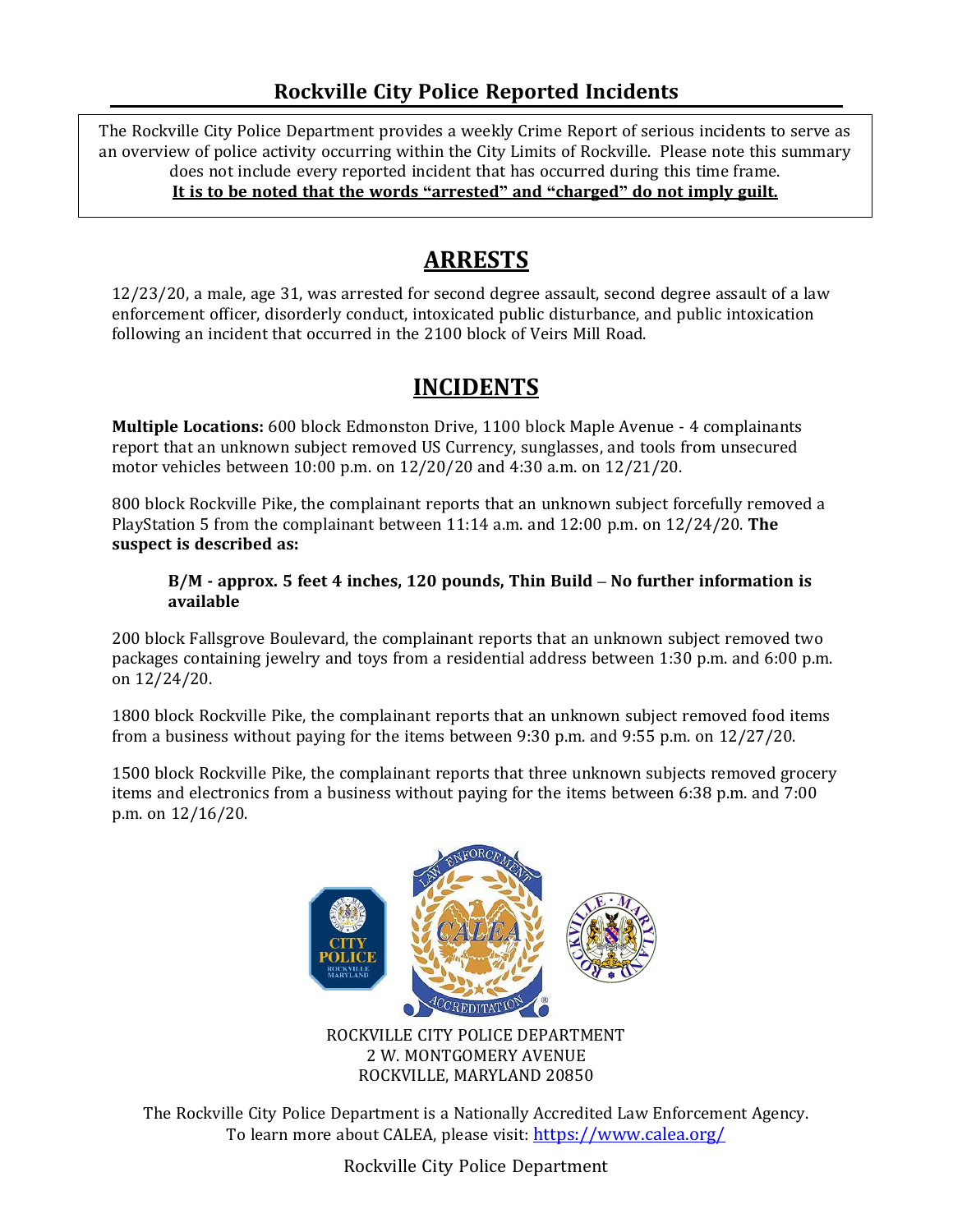## Rockville City Police Reported Incidents

The Rockville City Police Department provides a weekly Crime Report of serious incidents to serve as an overview of police activity occurring within the City Limits of Rockville. Please note this summary does not include every reported incident that has occurred during this time frame.
**It is to be noted that the words "arrested" and "charged" do not imply guilt.**

# ARRESTS

12/23/20, a male, age 31, was arrested for second degree assault, second degree assault of a law enforcement officer, disorderly conduct, intoxicated public disturbance, and public intoxication following an incident that occurred in the 2100 block of Veirs Mill Road.

# INCIDENTS

**Multiple Locations:** 600 block Edmonston Drive, 1100 block Maple Avenue - 4 complainants report that an unknown subject removed US Currency, sunglasses, and tools from unsecured motor vehicles between 10:00 p.m. on 12/20/20 and 4:30 a.m. on 12/21/20.

800 block Rockville Pike, the complainant reports that an unknown subject forcefully removed a PlayStation 5 from the complainant between 11:14 a.m. and 12:00 p.m. on 12/24/20. **The suspect is described as:**

> **B/M - approx. 5 feet 4 inches, 120 pounds, Thin Build – No further information is available**

200 block Fallsgrove Boulevard, the complainant reports that an unknown subject removed two packages containing jewelry and toys from a residential address between 1:30 p.m. and 6:00 p.m. on 12/24/20.

1800 block Rockville Pike, the complainant reports that an unknown subject removed food items from a business without paying for the items between 9:30 p.m. and 9:55 p.m. on 12/27/20.

1500 block Rockville Pike, the complainant reports that three unknown subjects removed grocery items and electronics from a business without paying for the items between 6:38 p.m. and 7:00 p.m. on 12/16/20.

ROCKVILLE CITY POLICE DEPARTMENT
2 W. MONTGOMERY AVENUE
ROCKVILLE, MARYLAND 20850

The Rockville City Police Department is a Nationally Accredited Law Enforcement Agency.
To learn more about CALEA, please visit: https://www.calea.org/

Rockville City Police Department